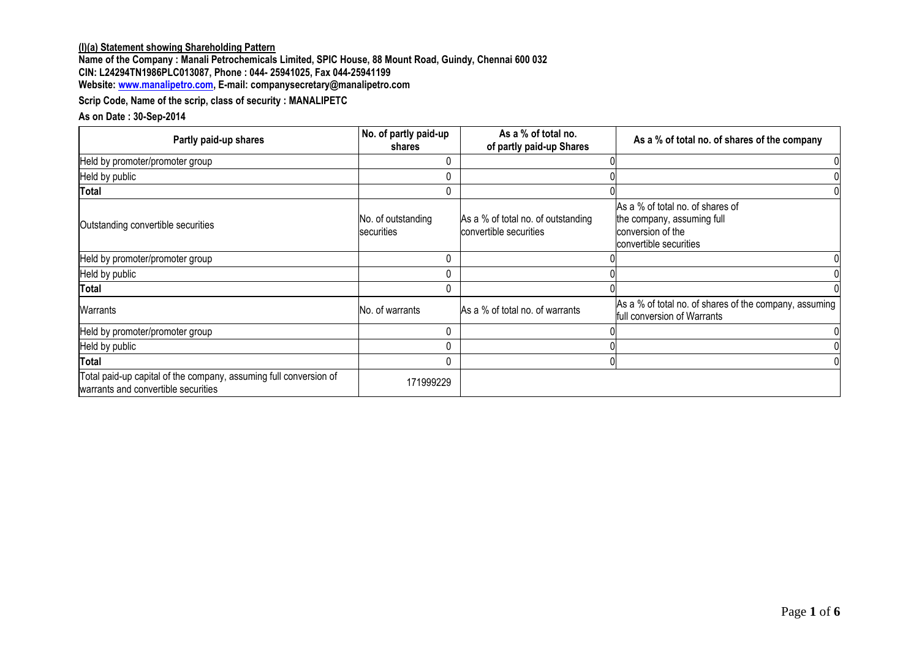**(I)(a) Statement showing Shareholding Pattern**

**Name of the Company : Manali Petrochemicals Limited, SPIC House, 88 Mount Road, Guindy, Chennai 600 032**

**CIN: L24294TN1986PLC013087, Phone : 044- 25941025, Fax 044-25941199**

**Website: www.manalipetro.com, E-mail: companysecretary@manalipetro.com**

**Scrip Code, Name of the scrip, class of security : MANALIPETC**

**As on Date : 30-Sep-2014**

| Partly paid-up shares | No. of partly paid-up shares | As a % of total no. of partly paid-up Shares | As a % of total no. of shares of the company |
|---|---|---|---|
| Held by promoter/promoter group | 0 | 0 | 0 |
| Held by public | 0 | 0 | 0 |
| **Total** | 0 | 0 | 0 |
| Outstanding convertible securities | No. of outstanding securities | As a % of total no. of outstanding convertible securities | As a % of total no. of shares of the company, assuming full conversion of the convertible securities |
| Held by promoter/promoter group | 0 | 0 | 0 |
| Held by public | 0 | 0 | 0 |
| **Total** | 0 | 0 | 0 |
| Warrants | No. of warrants | As a % of total no. of warrants | As a % of total no. of shares of the company, assuming full conversion of Warrants |
| Held by promoter/promoter group | 0 | 0 | 0 |
| Held by public | 0 | 0 | 0 |
| **Total** | 0 | 0 | 0 |
| Total paid-up capital of the company, assuming full conversion of warrants and convertible securities | 171999229 | | |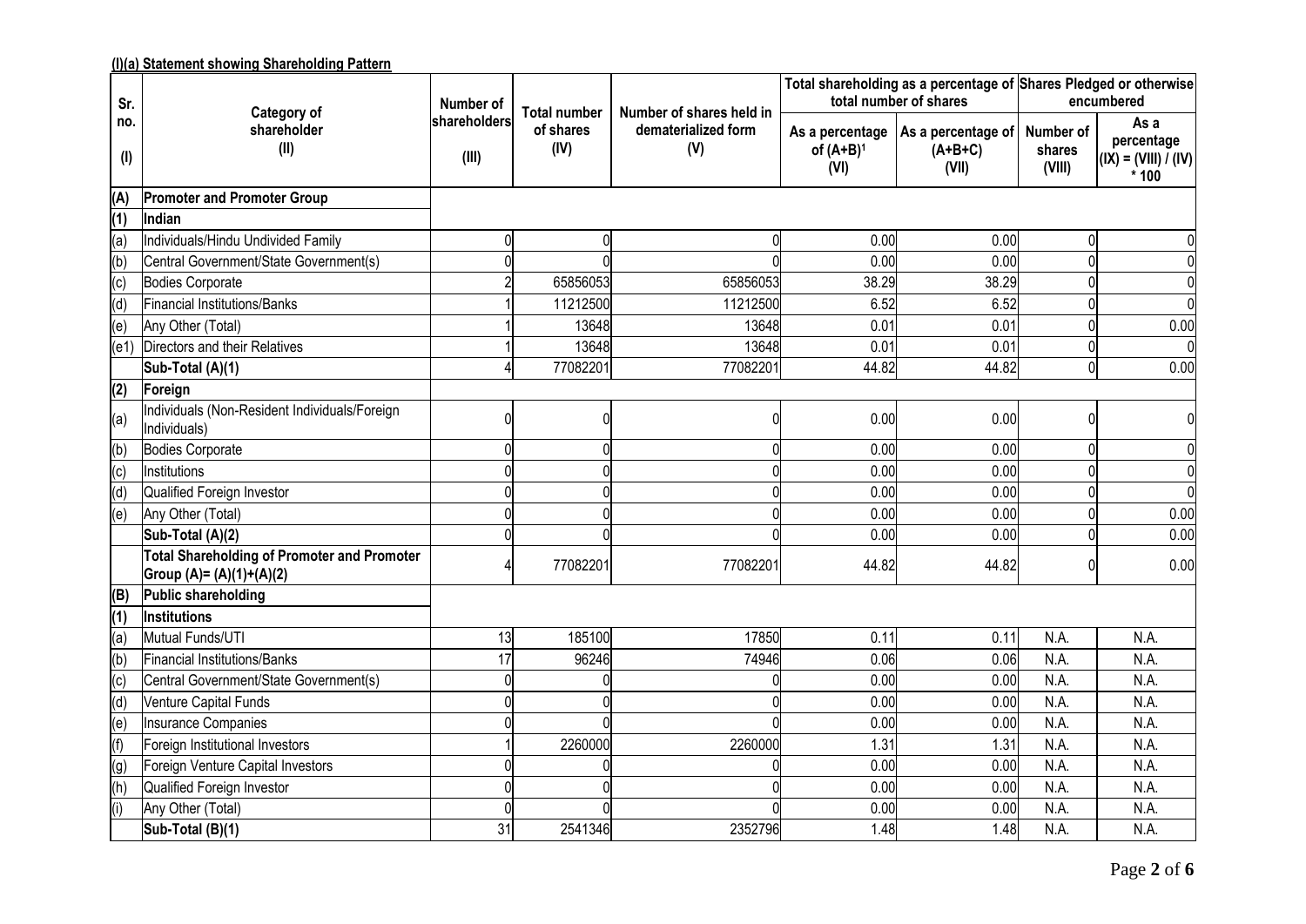**(I)(a) Statement showing Shareholding Pattern**

| Sr. no. (I) | Category of shareholder (II) | Number of shareholders (III) | Total number of shares (IV) | Number of shares held in dematerialized form (V) | Total shareholding as a percentage of total number of shares | | Shares Pledged or otherwise encumbered | |
|---|---|---|---|---|---|---|---|---|
| | | | | | As a percentage of (A+B)[1] (VI) | As a percentage of (A+B+C) (VII) | Number of shares (VIII) | As a percentage (IX) = (VIII) / (IV) * 100 |
| **(A)** | **Promoter and Promoter Group** | | | | | | | |
| **(1)** | **Indian** | | | | | | | |
| (a) | Individuals/Hindu Undivided Family | 0 | 0 | 0 | 0.00 | 0.00 | 0 | 0 |
| (b) | Central Government/State Government(s) | 0 | 0 | 0 | 0.00 | 0.00 | 0 | 0 |
| (c) | Bodies Corporate | 2 | 65856053 | 65856053 | 38.29 | 38.29 | 0 | 0 |
| (d) | Financial Institutions/Banks | 1 | 11212500 | 11212500 | 6.52 | 6.52 | 0 | 0 |
| (e) | Any Other (Total) | 1 | 13648 | 13648 | 0.01 | 0.01 | 0 | 0.00 |
| (e1) | Directors and their Relatives | 1 | 13648 | 13648 | 0.01 | 0.01 | 0 | 0 |
| | **Sub-Total (A)(1)** | 4 | 77082201 | 77082201 | 44.82 | 44.82 | 0 | 0.00 |
| **(2)** | **Foreign** | | | | | | | |
| (a) | Individuals (Non-Resident Individuals/Foreign Individuals) | 0 | 0 | 0 | 0.00 | 0.00 | 0 | 0 |
| (b) | Bodies Corporate | 0 | 0 | 0 | 0.00 | 0.00 | 0 | 0 |
| (c) | Institutions | 0 | 0 | 0 | 0.00 | 0.00 | 0 | 0 |
| (d) | Qualified Foreign Investor | 0 | 0 | 0 | 0.00 | 0.00 | 0 | 0 |
| (e) | Any Other (Total) | 0 | 0 | 0 | 0.00 | 0.00 | 0 | 0.00 |
| | **Sub-Total (A)(2)** | 0 | 0 | 0 | 0.00 | 0.00 | 0 | 0.00 |
| | **Total Shareholding of Promoter and Promoter Group (A)= (A)(1)+(A)(2)** | 4 | 77082201 | 77082201 | 44.82 | 44.82 | 0 | 0.00 |
| **(B)** | **Public shareholding** | | | | | | | |
| **(1)** | **Institutions** | | | | | | | |
| (a) | Mutual Funds/UTI | 13 | 185100 | 17850 | 0.11 | 0.11 | N.A. | N.A. |
| (b) | Financial Institutions/Banks | 17 | 96246 | 74946 | 0.06 | 0.06 | N.A. | N.A. |
| (c) | Central Government/State Government(s) | 0 | 0 | 0 | 0.00 | 0.00 | N.A. | N.A. |
| (d) | Venture Capital Funds | 0 | 0 | 0 | 0.00 | 0.00 | N.A. | N.A. |
| (e) | Insurance Companies | 0 | 0 | 0 | 0.00 | 0.00 | N.A. | N.A. |
| (f) | Foreign Institutional Investors | 1 | 2260000 | 2260000 | 1.31 | 1.31 | N.A. | N.A. |
| (g) | Foreign Venture Capital Investors | 0 | 0 | 0 | 0.00 | 0.00 | N.A. | N.A. |
| (h) | Qualified Foreign Investor | 0 | 0 | 0 | 0.00 | 0.00 | N.A. | N.A. |
| (i) | Any Other (Total) | 0 | 0 | 0 | 0.00 | 0.00 | N.A. | N.A. |
| | **Sub-Total (B)(1)** | 31 | 2541346 | 2352796 | 1.48 | 1.48 | N.A. | N.A. |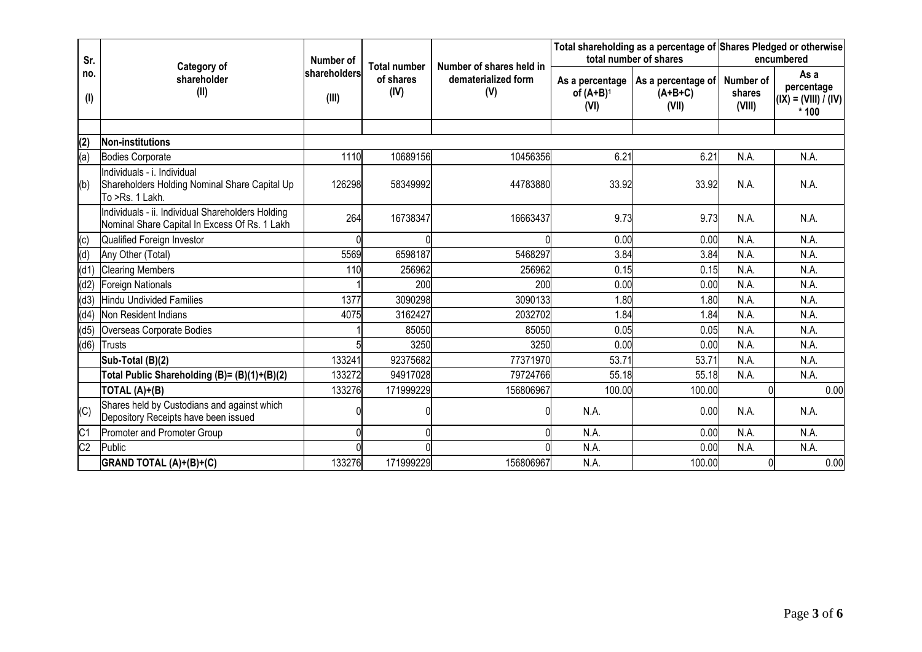| Sr. no. (I) | Category of shareholder (II) | Number of shareholders (III) | Total number of shares (IV) | Number of shares held in dematerialized form (V) | Total shareholding as a percentage of total number of shares | | Shares Pledged or otherwise encumbered | |
|---|---|---|---|---|---|---|---|---|
| | | | | | As a percentage of (A+B)[1] (VI) | As a percentage of (A+B+C) (VII) | Number of shares (VIII) | As a percentage (IX) = (VIII) / (IV) * 100 |
| | | | | | | | | |
| **(2)** | **Non-institutions** | | | | | | | |
| (a) | Bodies Corporate | 1110 | 10689156 | 10456356 | 6.21 | 6.21 | N.A. | N.A. |
| (b) | Individuals - i. Individual Shareholders Holding Nominal Share Capital Up To >Rs. 1 Lakh. | 126298 | 58349992 | 44783880 | 33.92 | 33.92 | N.A. | N.A. |
| | Individuals - ii. Individual Shareholders Holding Nominal Share Capital In Excess Of Rs. 1 Lakh | 264 | 16738347 | 16663437 | 9.73 | 9.73 | N.A. | N.A. |
| (c) | Qualified Foreign Investor | 0 | 0 | 0 | 0.00 | 0.00 | N.A. | N.A. |
| (d) | Any Other (Total) | 5569 | 6598187 | 5468297 | 3.84 | 3.84 | N.A. | N.A. |
| (d1) | Clearing Members | 110 | 256962 | 256962 | 0.15 | 0.15 | N.A. | N.A. |
| (d2) | Foreign Nationals | 1 | 200 | 200 | 0.00 | 0.00 | N.A. | N.A. |
| (d3) | Hindu Undivided Families | 1377 | 3090298 | 3090133 | 1.80 | 1.80 | N.A. | N.A. |
| (d4) | Non Resident Indians | 4075 | 3162427 | 2032702 | 1.84 | 1.84 | N.A. | N.A. |
| (d5) | Overseas Corporate Bodies | 1 | 85050 | 85050 | 0.05 | 0.05 | N.A. | N.A. |
| (d6) | Trusts | 5 | 3250 | 3250 | 0.00 | 0.00 | N.A. | N.A. |
| | **Sub-Total (B)(2)** | 133241 | 92375682 | 77371970 | 53.71 | 53.71 | N.A. | N.A. |
| | **Total Public Shareholding (B)= (B)(1)+(B)(2)** | 133272 | 94917028 | 79724766 | 55.18 | 55.18 | N.A. | N.A. |
| | **TOTAL (A)+(B)** | 133276 | 171999229 | 156806967 | 100.00 | 100.00 | 0 | 0.00 |
| (C) | Shares held by Custodians and against which Depository Receipts have been issued | 0 | 0 | 0 | N.A. | 0.00 | N.A. | N.A. |
| C1 | Promoter and Promoter Group | 0 | 0 | 0 | N.A. | 0.00 | N.A. | N.A. |
| C2 | Public | 0 | 0 | 0 | N.A. | 0.00 | N.A. | N.A. |
| | **GRAND TOTAL (A)+(B)+(C)** | 133276 | 171999229 | 156806967 | N.A. | 100.00 | 0 | 0.00 |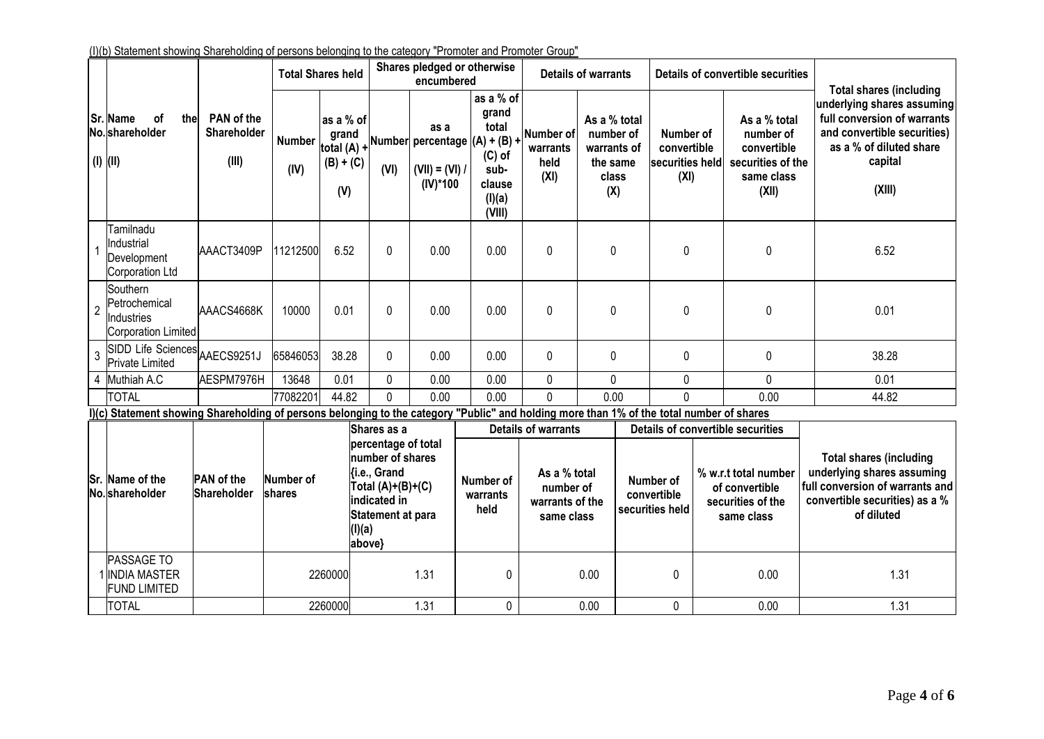(I)(b) Statement showing Shareholding of persons belonging to the category "Promoter and Promoter Group"

| Sr. No. (I) | Name of the shareholder (II) | PAN of the Shareholder (III) | Total Shares held | | Shares pledged or otherwise encumbered | | | Details of warrants | | Details of convertible securities | | Total shares (including underlying shares assuming full conversion of warrants and convertible securities) as a % of diluted share capital (XIII) |
|---|---|---|---|---|---|---|---|---|---|---|---|---|
| | | | Number (IV) | as a % of grand total (A) + (B) + (C) (V) | Number (VI) | as a percentage (VII) = (VI) / (IV)*100 | as a % of grand total (A) + (B) + (C) of sub-clause (I)(a) (VIII) | Number of warrants held (XI) | As a % total number of warrants of the same class (X) | Number of convertible securities held (XI) | As a % total number of convertible securities of the same class (XII) | |
| 1 | Tamilnadu Industrial Development Corporation Ltd | AAACT3409P | 11212500 | 6.52 | 0 | 0.00 | 0.00 | 0 | 0 | 0 | 0 | 6.52 |
| 2 | Southern Petrochemical Industries Corporation Limited | AAACS4668K | 10000 | 0.01 | 0 | 0.00 | 0.00 | 0 | 0 | 0 | 0 | 0.01 |
| 3 | SIDD Life Sciences Private Limited | AAECS9251J | 65846053 | 38.28 | 0 | 0.00 | 0.00 | 0 | 0 | 0 | 0 | 38.28 |
| 4 | Muthiah A.C | AESPM7976H | 13648 | 0.01 | 0 | 0.00 | 0.00 | 0 | 0 | 0 | 0 | 0.01 |
| | TOTAL | | 77082201 | 44.82 | 0 | 0.00 | 0.00 | 0 | 0.00 | 0 | 0.00 | 44.82 |

I)(c) Statement showing Shareholding of persons belonging to the category "Public" and holding more than 1% of the total number of shares

| Sr. No. | Name of the shareholder | PAN of the Shareholder | Number of shares | Shares as a percentage of total number of shares {i.e., Grand Total (A)+(B)+(C) indicated in Statement at para (I)(a) above} | Details of warrants | | Details of convertible securities | | Total shares (including underlying shares assuming full conversion of warrants and convertible securities) as a % of diluted |
|---|---|---|---|---|---|---|---|---|---|
| | | | | | Number of warrants held | As a % total number of warrants of the same class | Number of convertible securities held | % w.r.t total number of convertible securities of the same class | |
| 1 | PASSAGE TO INDIA MASTER FUND LIMITED | | 2260000 | 1.31 | 0 | 0.00 | 0 | 0.00 | 1.31 |
| | TOTAL | | 2260000 | 1.31 | 0 | 0.00 | 0 | 0.00 | 1.31 |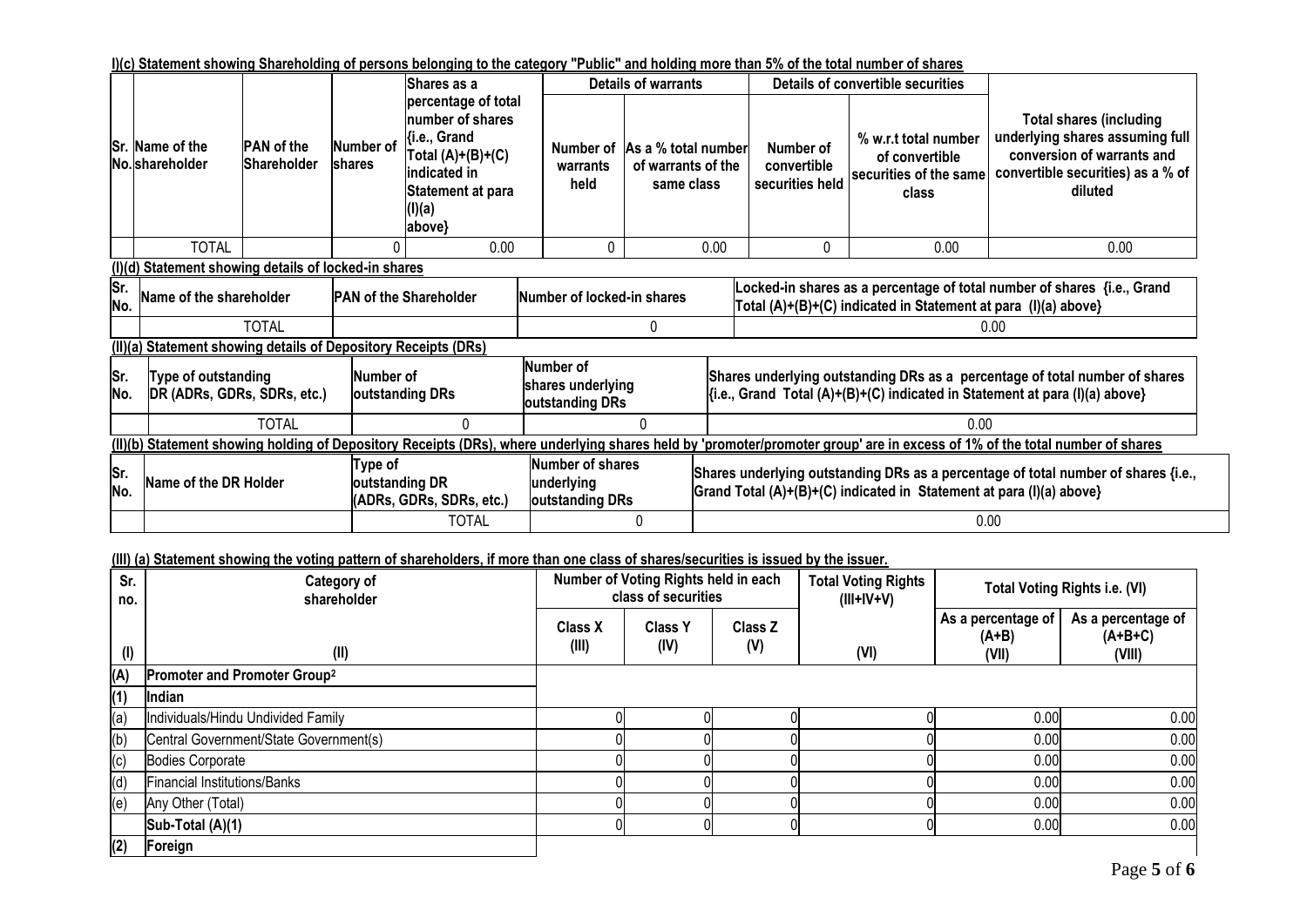**I)(c) Statement showing Shareholding of persons belonging to the category "Public" and holding more than 5% of the total number of shares**

| Sr. No. | Name of the shareholder | PAN of the Shareholder | Number of shares | Shares as a percentage of total number of shares {i.e., Grand Total (A)+(B)+(C) indicated in Statement at para (I)(a) above} | Details of warrants | | Details of convertible securities | | Total shares (including underlying shares assuming full conversion of warrants and convertible securities) as a % of diluted |
|---|---|---|---|---|---|---|---|---|---|
| | | | | | Number of warrants held | As a % total number of warrants of the same class | Number of convertible securities held | % w.r.t total number of convertible securities of the same class | |
| | TOTAL | | 0 | 0.00 | 0 | 0.00 | 0 | 0.00 | 0.00 |

**(I)(d) Statement showing details of locked-in shares**

| Sr. No. | Name of the shareholder | PAN of the Shareholder | Number of locked-in shares | Locked-in shares as a percentage of total number of shares {i.e., Grand Total (A)+(B)+(C) indicated in Statement at para (I)(a) above} |
|---|---|---|---|---|
| | TOTAL | | 0 | 0.00 |

**(II)(a) Statement showing details of Depository Receipts (DRs)**

| Sr. No. | Type of outstanding DR (ADRs, GDRs, SDRs, etc.) | Number of outstanding DRs | Number of shares underlying outstanding DRs | Shares underlying outstanding DRs as a percentage of total number of shares {i.e., Grand Total (A)+(B)+(C) indicated in Statement at para (I)(a) above} |
|---|---|---|---|---|
| | TOTAL | 0 | 0 | 0.00 |

**(II)(b) Statement showing holding of Depository Receipts (DRs), where underlying shares held by 'promoter/promoter group' are in excess of 1% of the total number of shares**

| Sr. No. | Name of the DR Holder | Type of outstanding DR (ADRs, GDRs, SDRs, etc.) | Number of shares underlying outstanding DRs | Shares underlying outstanding DRs as a percentage of total number of shares {i.e., Grand Total (A)+(B)+(C) indicated in Statement at para (I)(a) above} |
|---|---|---|---|---|
| | | TOTAL | 0 | 0.00 |

**(III) (a) Statement showing the voting pattern of shareholders, if more than one class of shares/securities is issued by the issuer.**

| Sr. no. | Category of shareholder | Number of Voting Rights held in each class of securities | | | Total Voting Rights (III+IV+V) | Total Voting Rights i.e. (VI) | |
|---|---|---|---|---|---|---|---|
| | | Class X (III) | Class Y (IV) | Class Z (V) | | As a percentage of (A+B) (VII) | As a percentage of (A+B+C) (VIII) |
| (I) | (II) | | | | (VI) | | |
| (A) | **Promoter and Promoter Group[2]** | | | | | | |
| (1) | **Indian** | | | | | | |
| (a) | Individuals/Hindu Undivided Family | 0 | 0 | 0 | 0 | 0.00 | 0.00 |
| (b) | Central Government/State Government(s) | 0 | 0 | 0 | 0 | 0.00 | 0.00 |
| (c) | Bodies Corporate | 0 | 0 | 0 | 0 | 0.00 | 0.00 |
| (d) | Financial Institutions/Banks | 0 | 0 | 0 | 0 | 0.00 | 0.00 |
| (e) | Any Other (Total) | 0 | 0 | 0 | 0 | 0.00 | 0.00 |
| | **Sub-Total (A)(1)** | 0 | 0 | 0 | 0 | 0.00 | 0.00 |
| (2) | **Foreign** | | | | | | |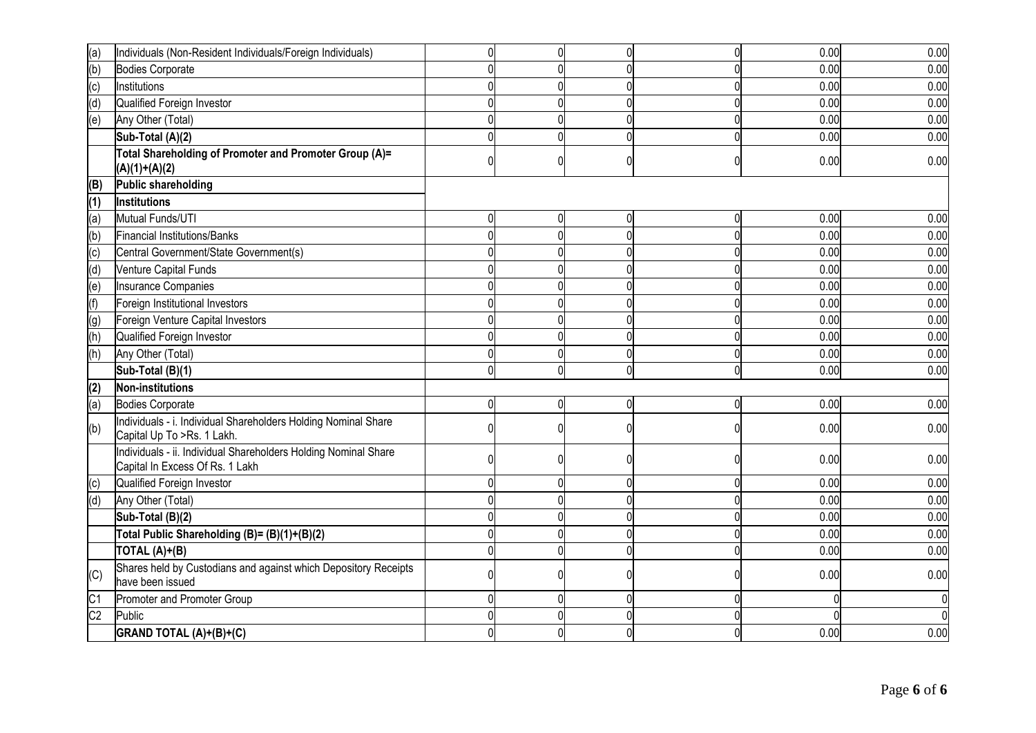| | | | | | | | |
|---|---|---|---|---|---|---|---|
| (a) | Individuals (Non-Resident Individuals/Foreign Individuals) | 0 | 0 | 0 | 0 | 0.00 | 0.00 |
| (b) | Bodies Corporate | 0 | 0 | 0 | 0 | 0.00 | 0.00 |
| (c) | Institutions | 0 | 0 | 0 | 0 | 0.00 | 0.00 |
| (d) | Qualified Foreign Investor | 0 | 0 | 0 | 0 | 0.00 | 0.00 |
| (e) | Any Other (Total) | 0 | 0 | 0 | 0 | 0.00 | 0.00 |
| | **Sub-Total (A)(2)** | 0 | 0 | 0 | 0 | 0.00 | 0.00 |
| | **Total Shareholding of Promoter and Promoter Group (A)= (A)(1)+(A)(2)** | 0 | 0 | 0 | 0 | 0.00 | 0.00 |
| **(B)** | **Public shareholding** | | | | | | |
| **(1)** | **Institutions** | | | | | | |
| (a) | Mutual Funds/UTI | 0 | 0 | 0 | 0 | 0.00 | 0.00 |
| (b) | Financial Institutions/Banks | 0 | 0 | 0 | 0 | 0.00 | 0.00 |
| (c) | Central Government/State Government(s) | 0 | 0 | 0 | 0 | 0.00 | 0.00 |
| (d) | Venture Capital Funds | 0 | 0 | 0 | 0 | 0.00 | 0.00 |
| (e) | Insurance Companies | 0 | 0 | 0 | 0 | 0.00 | 0.00 |
| (f) | Foreign Institutional Investors | 0 | 0 | 0 | 0 | 0.00 | 0.00 |
| (g) | Foreign Venture Capital Investors | 0 | 0 | 0 | 0 | 0.00 | 0.00 |
| (h) | Qualified Foreign Investor | 0 | 0 | 0 | 0 | 0.00 | 0.00 |
| (h) | Any Other (Total) | 0 | 0 | 0 | 0 | 0.00 | 0.00 |
| | **Sub-Total (B)(1)** | 0 | 0 | 0 | 0 | 0.00 | 0.00 |
| **(2)** | **Non-institutions** | | | | | | |
| (a) | Bodies Corporate | 0 | 0 | 0 | 0 | 0.00 | 0.00 |
| (b) | Individuals - i. Individual Shareholders Holding Nominal Share Capital Up To >Rs. 1 Lakh. | 0 | 0 | 0 | 0 | 0.00 | 0.00 |
| | Individuals - ii. Individual Shareholders Holding Nominal Share Capital In Excess Of Rs. 1 Lakh | 0 | 0 | 0 | 0 | 0.00 | 0.00 |
| (c) | Qualified Foreign Investor | 0 | 0 | 0 | 0 | 0.00 | 0.00 |
| (d) | Any Other (Total) | 0 | 0 | 0 | 0 | 0.00 | 0.00 |
| | **Sub-Total (B)(2)** | 0 | 0 | 0 | 0 | 0.00 | 0.00 |
| | **Total Public Shareholding (B)= (B)(1)+(B)(2)** | 0 | 0 | 0 | 0 | 0.00 | 0.00 |
| | **TOTAL (A)+(B)** | 0 | 0 | 0 | 0 | 0.00 | 0.00 |
| (C) | Shares held by Custodians and against which Depository Receipts have been issued | 0 | 0 | 0 | 0 | 0.00 | 0.00 |
| C1 | Promoter and Promoter Group | 0 | 0 | 0 | 0 | 0 | 0 |
| C2 | Public | 0 | 0 | 0 | 0 | 0 | 0 |
| | **GRAND TOTAL (A)+(B)+(C)** | 0 | 0 | 0 | 0 | 0.00 | 0.00 |